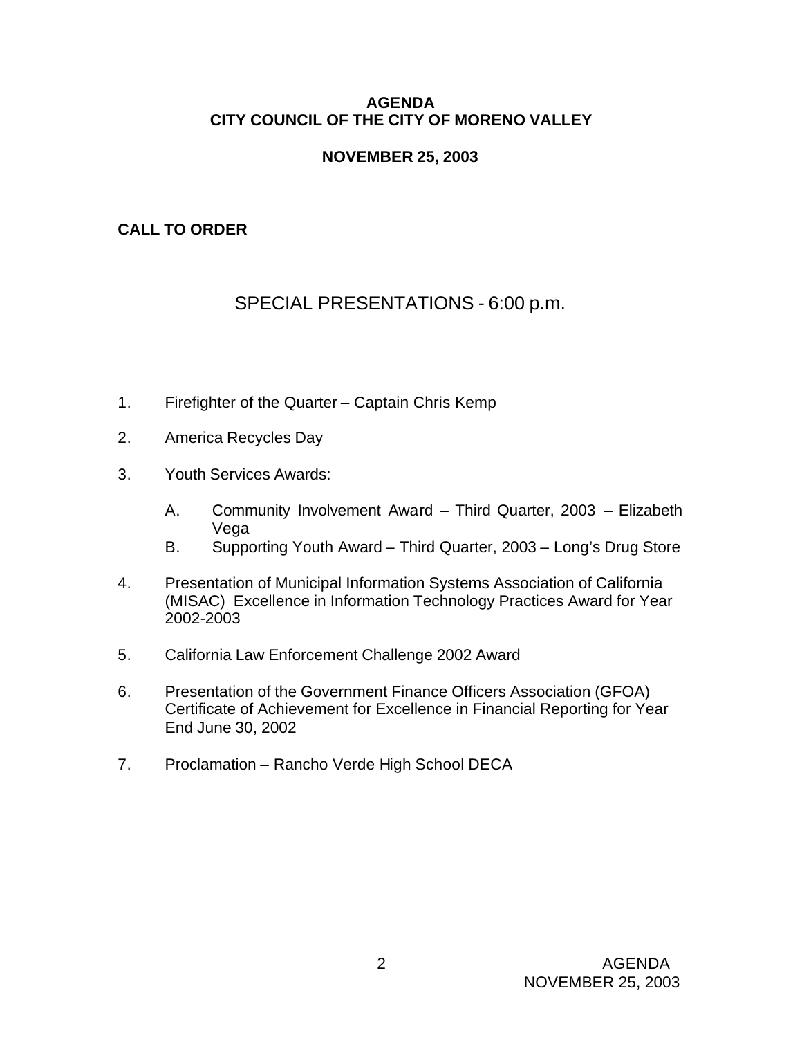# AGENDA
# CITY COUNCIL OF THE CITY OF MORENO VALLEY

## NOVEMBER 25, 2003

**CALL TO ORDER**

## SPECIAL PRESENTATIONS - 6:00 p.m.

1. Firefighter of the Quarter – Captain Chris Kemp
2. America Recycles Day
3. Youth Services Awards:
   - A. Community Involvement Award – Third Quarter, 2003 – Elizabeth Vega
   - B. Supporting Youth Award – Third Quarter, 2003 – Long's Drug Store
4. Presentation of Municipal Information Systems Association of California (MISAC) Excellence in Information Technology Practices Award for Year 2002-2003
5. California Law Enforcement Challenge 2002 Award
6. Presentation of the Government Finance Officers Association (GFOA) Certificate of Achievement for Excellence in Financial Reporting for Year End June 30, 2002
7. Proclamation – Rancho Verde High School DECA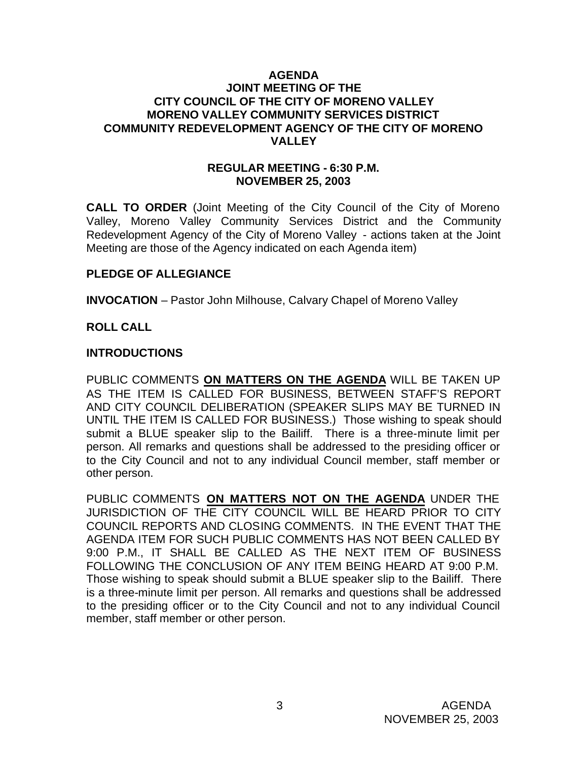**AGENDA**
**JOINT MEETING OF THE**
**CITY COUNCIL OF THE CITY OF MORENO VALLEY**
**MORENO VALLEY COMMUNITY SERVICES DISTRICT**
**COMMUNITY REDEVELOPMENT AGENCY OF THE CITY OF MORENO VALLEY**

**REGULAR MEETING - 6:30 P.M.**
**NOVEMBER 25, 2003**

**CALL TO ORDER** (Joint Meeting of the City Council of the City of Moreno Valley, Moreno Valley Community Services District and the Community Redevelopment Agency of the City of Moreno Valley - actions taken at the Joint Meeting are those of the Agency indicated on each Agenda item)

**PLEDGE OF ALLEGIANCE**

**INVOCATION** – Pastor John Milhouse, Calvary Chapel of Moreno Valley

**ROLL CALL**

**INTRODUCTIONS**

PUBLIC COMMENTS **ON MATTERS ON THE AGENDA** WILL BE TAKEN UP AS THE ITEM IS CALLED FOR BUSINESS, BETWEEN STAFF'S REPORT AND CITY COUNCIL DELIBERATION (SPEAKER SLIPS MAY BE TURNED IN UNTIL THE ITEM IS CALLED FOR BUSINESS.) Those wishing to speak should submit a BLUE speaker slip to the Bailiff. There is a three-minute limit per person. All remarks and questions shall be addressed to the presiding officer or to the City Council and not to any individual Council member, staff member or other person.

PUBLIC COMMENTS **ON MATTERS NOT ON THE AGENDA** UNDER THE JURISDICTION OF THE CITY COUNCIL WILL BE HEARD PRIOR TO CITY COUNCIL REPORTS AND CLOSING COMMENTS. IN THE EVENT THAT THE AGENDA ITEM FOR SUCH PUBLIC COMMENTS HAS NOT BEEN CALLED BY 9:00 P.M., IT SHALL BE CALLED AS THE NEXT ITEM OF BUSINESS FOLLOWING THE CONCLUSION OF ANY ITEM BEING HEARD AT 9:00 P.M. Those wishing to speak should submit a BLUE speaker slip to the Bailiff. There is a three-minute limit per person. All remarks and questions shall be addressed to the presiding officer or to the City Council and not to any individual Council member, staff member or other person.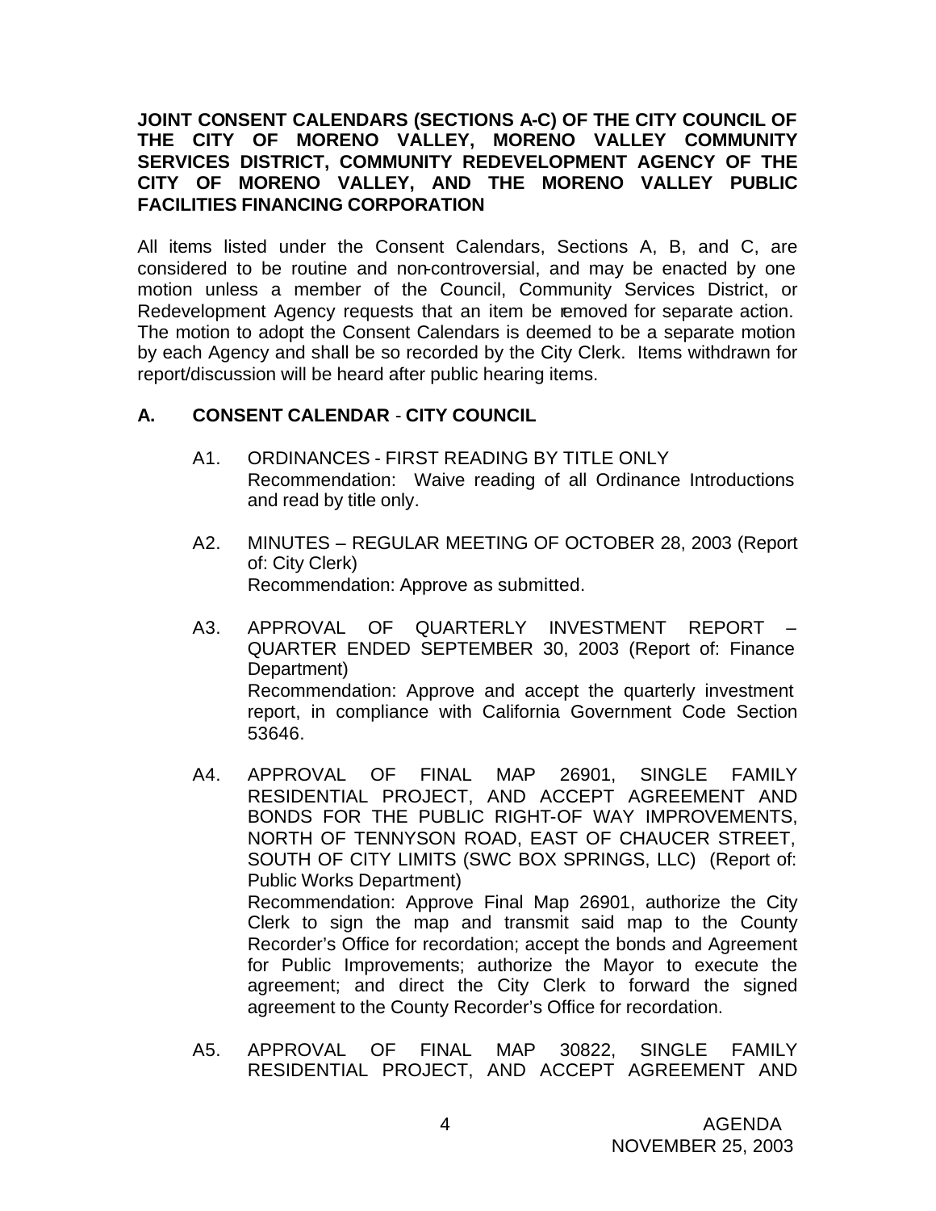**JOINT CONSENT CALENDARS (SECTIONS A-C) OF THE CITY COUNCIL OF THE CITY OF MORENO VALLEY, MORENO VALLEY COMMUNITY SERVICES DISTRICT, COMMUNITY REDEVELOPMENT AGENCY OF THE CITY OF MORENO VALLEY, AND THE MORENO VALLEY PUBLIC FACILITIES FINANCING CORPORATION**

All items listed under the Consent Calendars, Sections A, B, and C, are considered to be routine and non-controversial, and may be enacted by one motion unless a member of the Council, Community Services District, or Redevelopment Agency requests that an item be removed for separate action. The motion to adopt the Consent Calendars is deemed to be a separate motion by each Agency and shall be so recorded by the City Clerk. Items withdrawn for report/discussion will be heard after public hearing items.

## A. CONSENT CALENDAR - CITY COUNCIL

A1. ORDINANCES - FIRST READING BY TITLE ONLY
Recommendation: Waive reading of all Ordinance Introductions and read by title only.

A2. MINUTES – REGULAR MEETING OF OCTOBER 28, 2003 (Report of: City Clerk)
Recommendation: Approve as submitted.

A3. APPROVAL OF QUARTERLY INVESTMENT REPORT – QUARTER ENDED SEPTEMBER 30, 2003 (Report of: Finance Department)
Recommendation: Approve and accept the quarterly investment report, in compliance with California Government Code Section 53646.

A4. APPROVAL OF FINAL MAP 26901, SINGLE FAMILY RESIDENTIAL PROJECT, AND ACCEPT AGREEMENT AND BONDS FOR THE PUBLIC RIGHT-OF WAY IMPROVEMENTS, NORTH OF TENNYSON ROAD, EAST OF CHAUCER STREET, SOUTH OF CITY LIMITS (SWC BOX SPRINGS, LLC) (Report of: Public Works Department)
Recommendation: Approve Final Map 26901, authorize the City Clerk to sign the map and transmit said map to the County Recorder's Office for recordation; accept the bonds and Agreement for Public Improvements; authorize the Mayor to execute the agreement; and direct the City Clerk to forward the signed agreement to the County Recorder's Office for recordation.

A5. APPROVAL OF FINAL MAP 30822, SINGLE FAMILY RESIDENTIAL PROJECT, AND ACCEPT AGREEMENT AND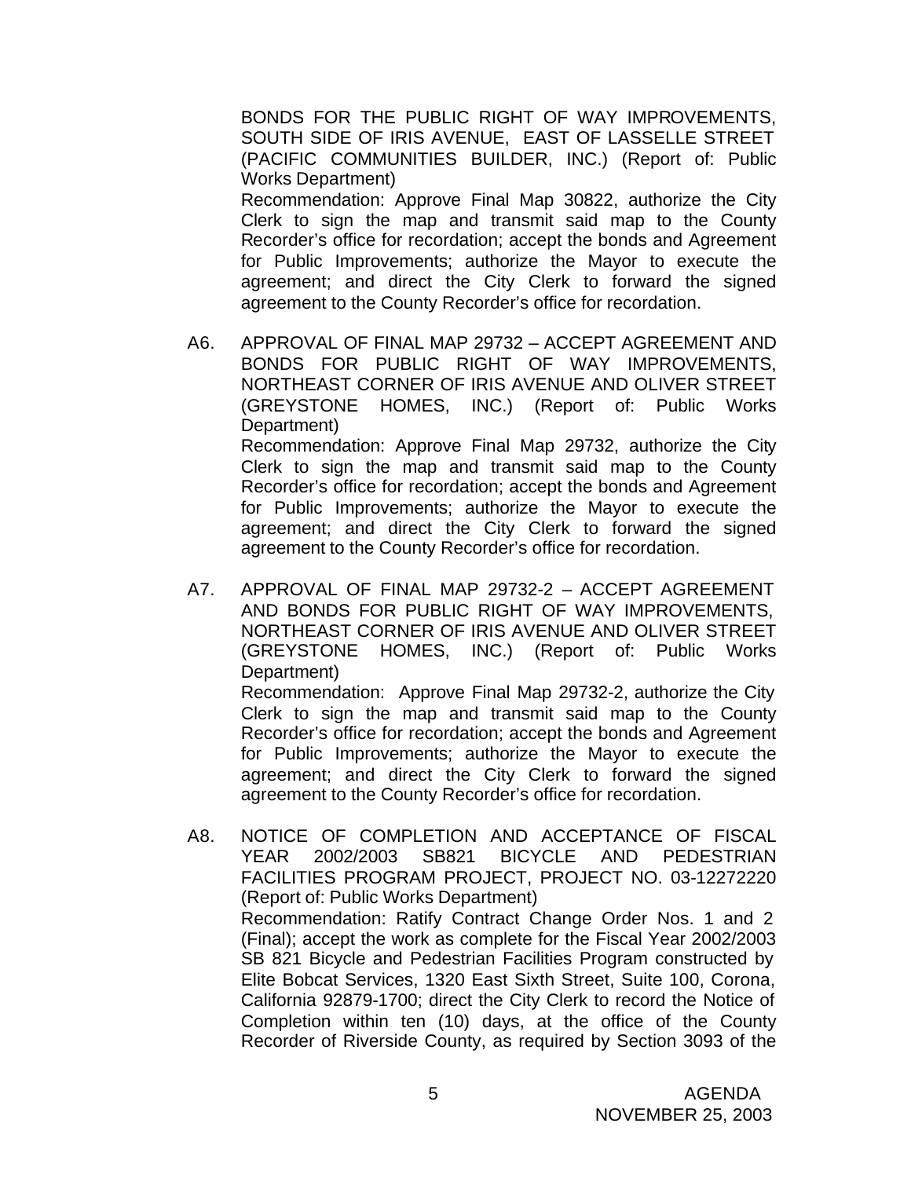BONDS FOR THE PUBLIC RIGHT OF WAY IMPROVEMENTS, SOUTH SIDE OF IRIS AVENUE, EAST OF LASSELLE STREET (PACIFIC COMMUNITIES BUILDER, INC.) (Report of: Public Works Department)

Recommendation: Approve Final Map 30822, authorize the City Clerk to sign the map and transmit said map to the County Recorder's office for recordation; accept the bonds and Agreement for Public Improvements; authorize the Mayor to execute the agreement; and direct the City Clerk to forward the signed agreement to the County Recorder's office for recordation.

A6. APPROVAL OF FINAL MAP 29732 – ACCEPT AGREEMENT AND BONDS FOR PUBLIC RIGHT OF WAY IMPROVEMENTS, NORTHEAST CORNER OF IRIS AVENUE AND OLIVER STREET (GREYSTONE HOMES, INC.) (Report of: Public Works Department)

Recommendation: Approve Final Map 29732, authorize the City Clerk to sign the map and transmit said map to the County Recorder's office for recordation; accept the bonds and Agreement for Public Improvements; authorize the Mayor to execute the agreement; and direct the City Clerk to forward the signed agreement to the County Recorder's office for recordation.

A7. APPROVAL OF FINAL MAP 29732-2 – ACCEPT AGREEMENT AND BONDS FOR PUBLIC RIGHT OF WAY IMPROVEMENTS, NORTHEAST CORNER OF IRIS AVENUE AND OLIVER STREET (GREYSTONE HOMES, INC.) (Report of: Public Works Department)

Recommendation: Approve Final Map 29732-2, authorize the City Clerk to sign the map and transmit said map to the County Recorder's office for recordation; accept the bonds and Agreement for Public Improvements; authorize the Mayor to execute the agreement; and direct the City Clerk to forward the signed agreement to the County Recorder's office for recordation.

A8. NOTICE OF COMPLETION AND ACCEPTANCE OF FISCAL YEAR 2002/2003 SB821 BICYCLE AND PEDESTRIAN FACILITIES PROGRAM PROJECT, PROJECT NO. 03-12272220 (Report of: Public Works Department)

Recommendation: Ratify Contract Change Order Nos. 1 and 2 (Final); accept the work as complete for the Fiscal Year 2002/2003 SB 821 Bicycle and Pedestrian Facilities Program constructed by Elite Bobcat Services, 1320 East Sixth Street, Suite 100, Corona, California 92879-1700; direct the City Clerk to record the Notice of Completion within ten (10) days, at the office of the County Recorder of Riverside County, as required by Section 3093 of the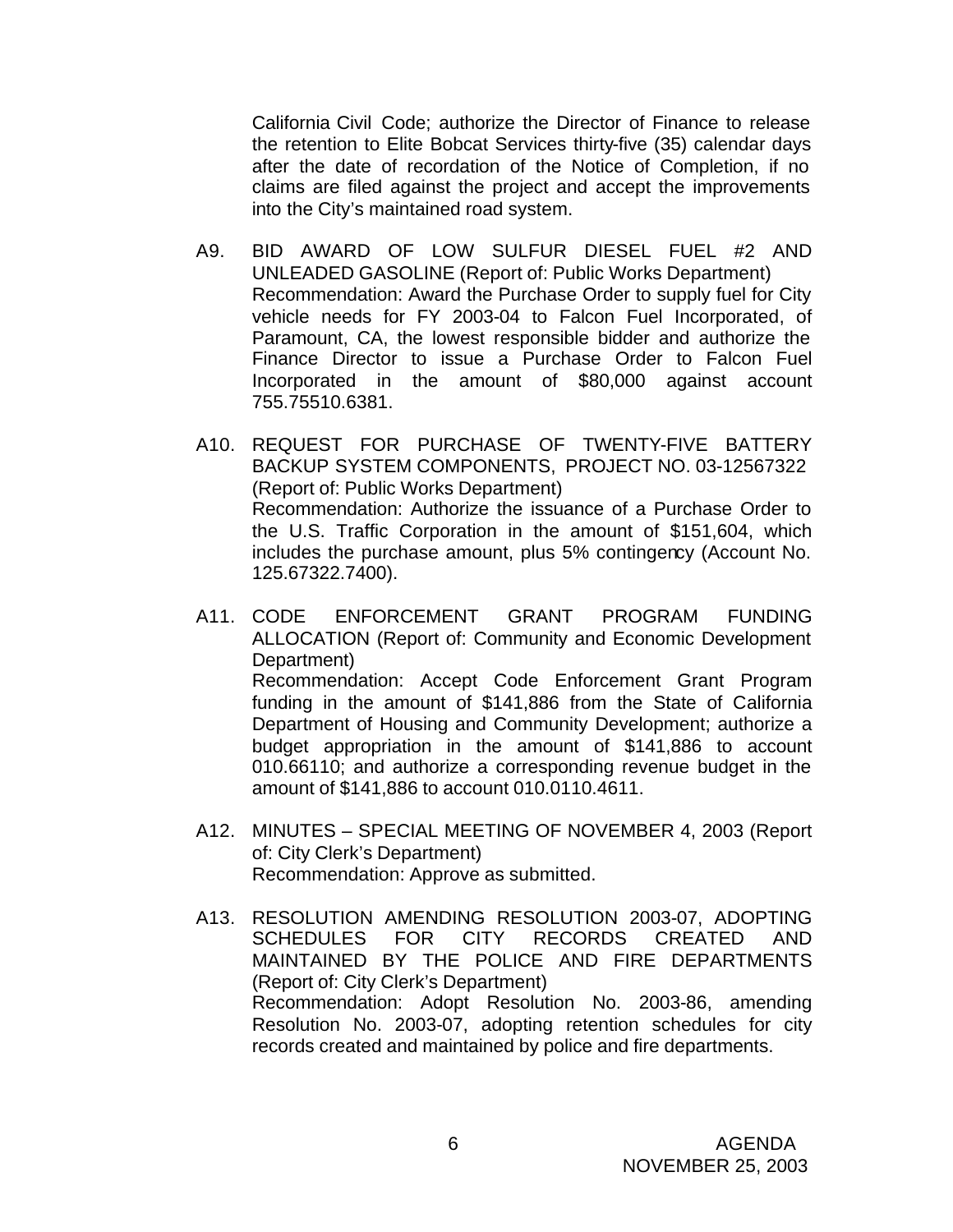California Civil Code; authorize the Director of Finance to release the retention to Elite Bobcat Services thirty-five (35) calendar days after the date of recordation of the Notice of Completion, if no claims are filed against the project and accept the improvements into the City's maintained road system.

A9. BID AWARD OF LOW SULFUR DIESEL FUEL #2 AND UNLEADED GASOLINE (Report of: Public Works Department)
Recommendation: Award the Purchase Order to supply fuel for City vehicle needs for FY 2003-04 to Falcon Fuel Incorporated, of Paramount, CA, the lowest responsible bidder and authorize the Finance Director to issue a Purchase Order to Falcon Fuel Incorporated in the amount of $80,000 against account 755.75510.6381.

A10. REQUEST FOR PURCHASE OF TWENTY-FIVE BATTERY BACKUP SYSTEM COMPONENTS, PROJECT NO. 03-12567322 (Report of: Public Works Department)
Recommendation: Authorize the issuance of a Purchase Order to the U.S. Traffic Corporation in the amount of $151,604, which includes the purchase amount, plus 5% contingency (Account No. 125.67322.7400).

A11. CODE ENFORCEMENT GRANT PROGRAM FUNDING ALLOCATION (Report of: Community and Economic Development Department)
Recommendation: Accept Code Enforcement Grant Program funding in the amount of $141,886 from the State of California Department of Housing and Community Development; authorize a budget appropriation in the amount of $141,886 to account 010.66110; and authorize a corresponding revenue budget in the amount of $141,886 to account 010.0110.4611.

A12. MINUTES – SPECIAL MEETING OF NOVEMBER 4, 2003 (Report of: City Clerk's Department)
Recommendation: Approve as submitted.

A13. RESOLUTION AMENDING RESOLUTION 2003-07, ADOPTING SCHEDULES FOR CITY RECORDS CREATED AND MAINTAINED BY THE POLICE AND FIRE DEPARTMENTS (Report of: City Clerk's Department)
Recommendation: Adopt Resolution No. 2003-86, amending Resolution No. 2003-07, adopting retention schedules for city records created and maintained by police and fire departments.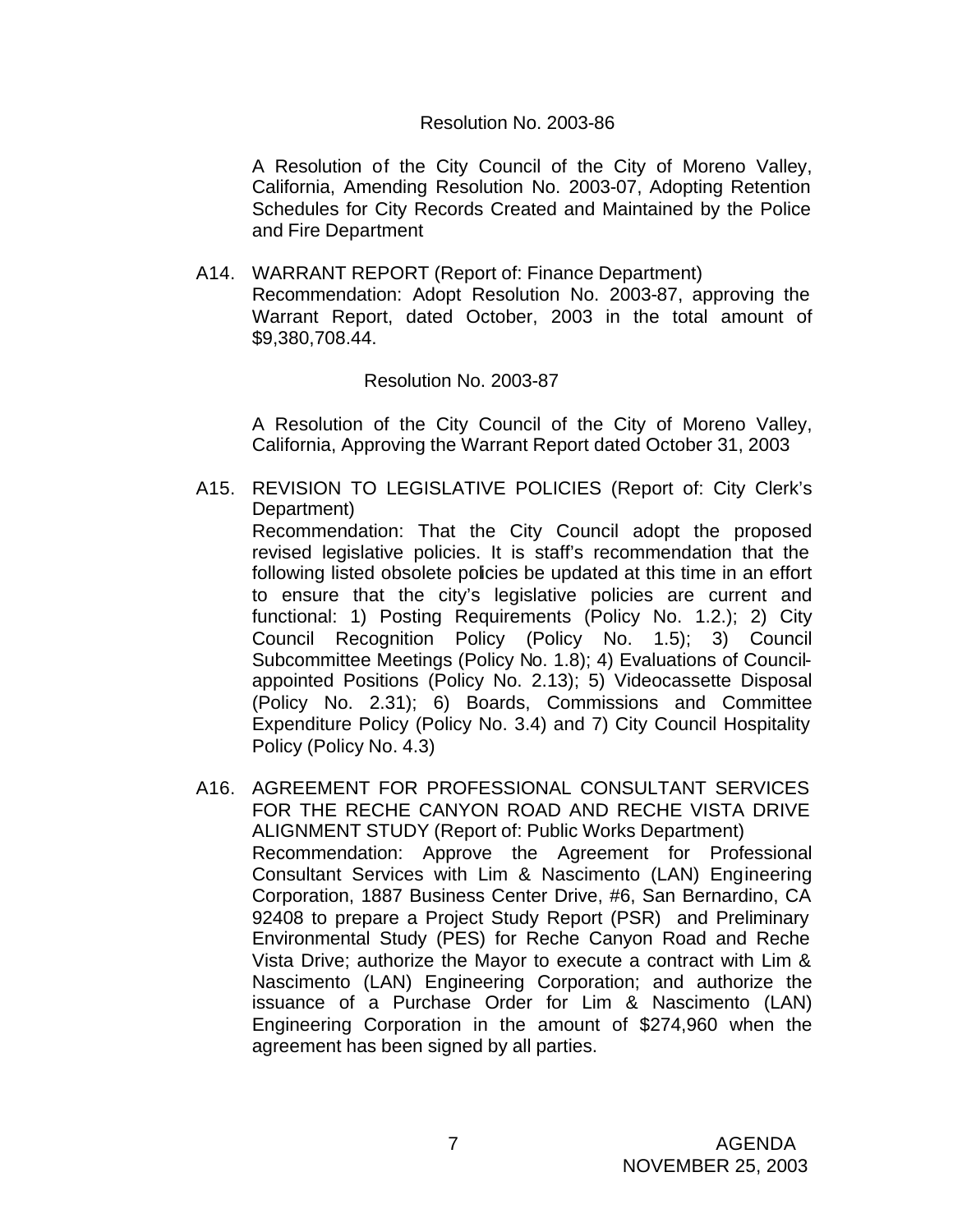Resolution No. 2003-86

A Resolution of the City Council of the City of Moreno Valley, California, Amending Resolution No. 2003-07, Adopting Retention Schedules for City Records Created and Maintained by the Police and Fire Department

A14. WARRANT REPORT (Report of: Finance Department)
Recommendation: Adopt Resolution No. 2003-87, approving the Warrant Report, dated October, 2003 in the total amount of $9,380,708.44.

Resolution No. 2003-87

A Resolution of the City Council of the City of Moreno Valley, California, Approving the Warrant Report dated October 31, 2003

A15. REVISION TO LEGISLATIVE POLICIES (Report of: City Clerk's Department)
Recommendation: That the City Council adopt the proposed revised legislative policies. It is staff's recommendation that the following listed obsolete policies be updated at this time in an effort to ensure that the city's legislative policies are current and functional: 1) Posting Requirements (Policy No. 1.2.); 2) City Council Recognition Policy (Policy No. 1.5); 3) Council Subcommittee Meetings (Policy No. 1.8); 4) Evaluations of Council-appointed Positions (Policy No. 2.13); 5) Videocassette Disposal (Policy No. 2.31); 6) Boards, Commissions and Committee Expenditure Policy (Policy No. 3.4) and 7) City Council Hospitality Policy (Policy No. 4.3)

A16. AGREEMENT FOR PROFESSIONAL CONSULTANT SERVICES FOR THE RECHE CANYON ROAD AND RECHE VISTA DRIVE ALIGNMENT STUDY (Report of: Public Works Department)
Recommendation: Approve the Agreement for Professional Consultant Services with Lim & Nascimento (LAN) Engineering Corporation, 1887 Business Center Drive, #6, San Bernardino, CA 92408 to prepare a Project Study Report (PSR) and Preliminary Environmental Study (PES) for Reche Canyon Road and Reche Vista Drive; authorize the Mayor to execute a contract with Lim & Nascimento (LAN) Engineering Corporation; and authorize the issuance of a Purchase Order for Lim & Nascimento (LAN) Engineering Corporation in the amount of $274,960 when the agreement has been signed by all parties.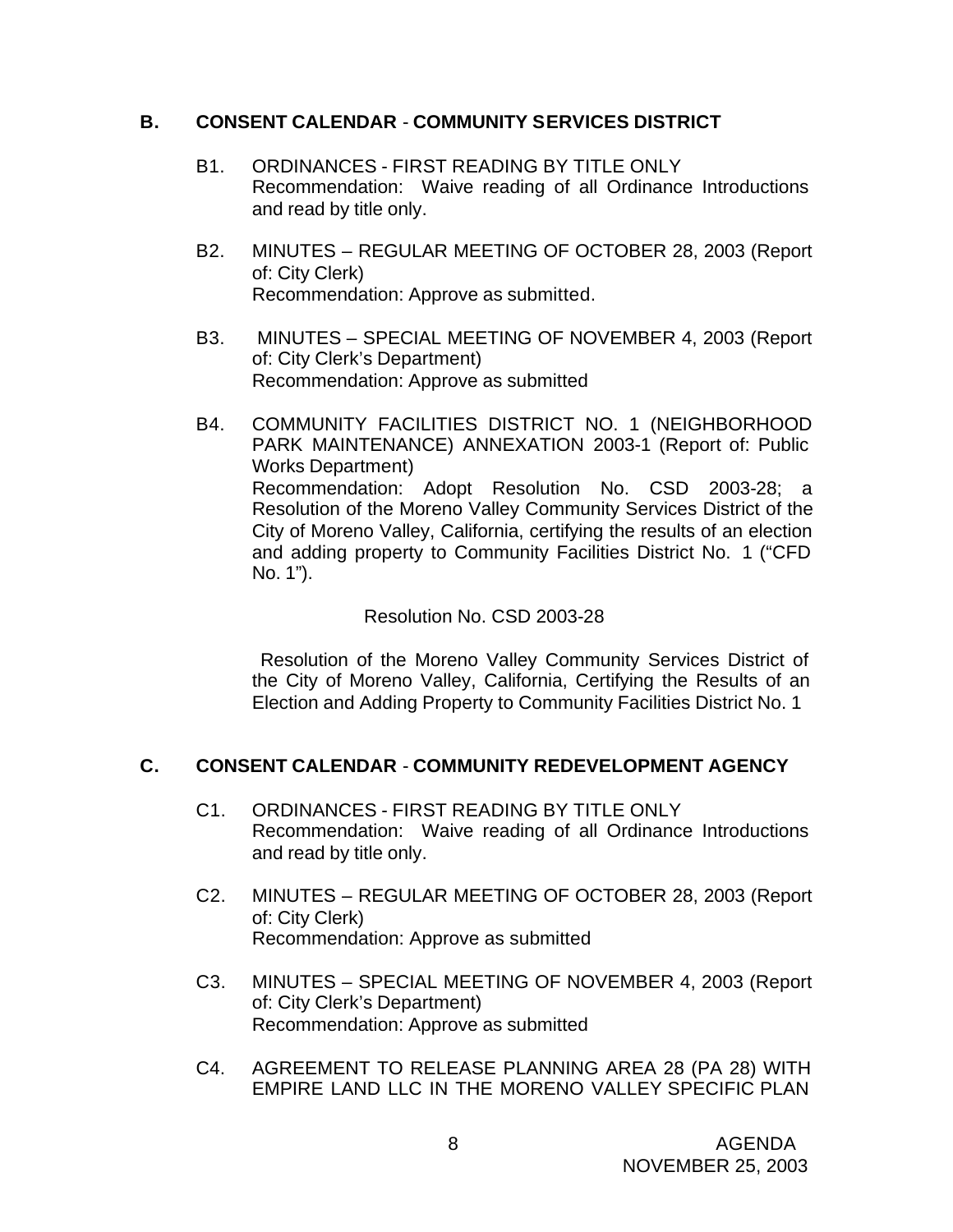## B. CONSENT CALENDAR - COMMUNITY SERVICES DISTRICT

B1. ORDINANCES - FIRST READING BY TITLE ONLY
Recommendation: Waive reading of all Ordinance Introductions and read by title only.

B2. MINUTES – REGULAR MEETING OF OCTOBER 28, 2003 (Report of: City Clerk)
Recommendation: Approve as submitted.

B3. MINUTES – SPECIAL MEETING OF NOVEMBER 4, 2003 (Report of: City Clerk's Department)
Recommendation: Approve as submitted

B4. COMMUNITY FACILITIES DISTRICT NO. 1 (NEIGHBORHOOD PARK MAINTENANCE) ANNEXATION 2003-1 (Report of: Public Works Department)
Recommendation: Adopt Resolution No. CSD 2003-28; a Resolution of the Moreno Valley Community Services District of the City of Moreno Valley, California, certifying the results of an election and adding property to Community Facilities District No. 1 ("CFD No. 1").

Resolution No. CSD 2003-28

Resolution of the Moreno Valley Community Services District of the City of Moreno Valley, California, Certifying the Results of an Election and Adding Property to Community Facilities District No. 1

## C. CONSENT CALENDAR - COMMUNITY REDEVELOPMENT AGENCY

C1. ORDINANCES - FIRST READING BY TITLE ONLY
Recommendation: Waive reading of all Ordinance Introductions and read by title only.

C2. MINUTES – REGULAR MEETING OF OCTOBER 28, 2003 (Report of: City Clerk)
Recommendation: Approve as submitted

C3. MINUTES – SPECIAL MEETING OF NOVEMBER 4, 2003 (Report of: City Clerk's Department)
Recommendation: Approve as submitted

C4. AGREEMENT TO RELEASE PLANNING AREA 28 (PA 28) WITH EMPIRE LAND LLC IN THE MORENO VALLEY SPECIFIC PLAN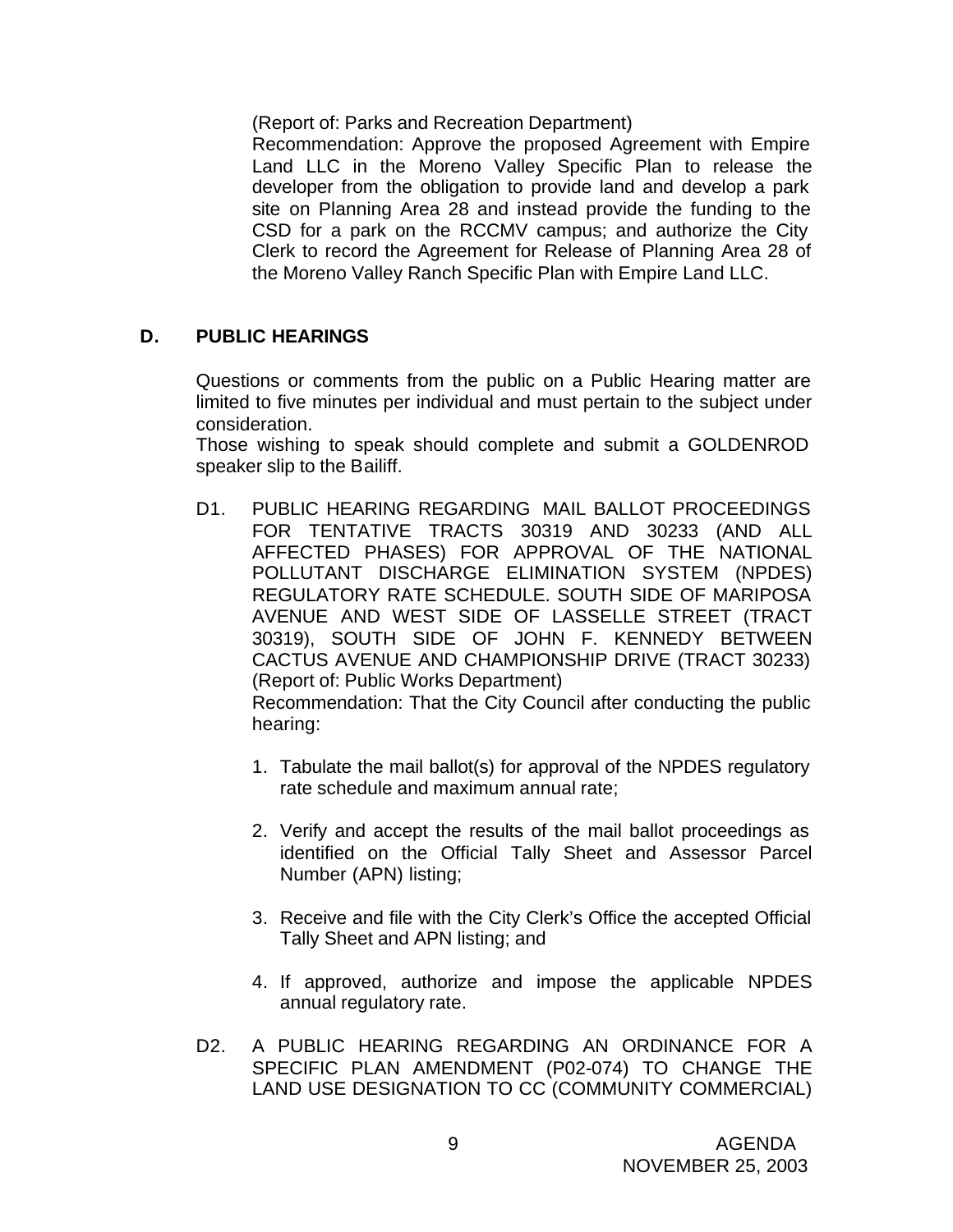(Report of: Parks and Recreation Department)
Recommendation: Approve the proposed Agreement with Empire Land LLC in the Moreno Valley Specific Plan to release the developer from the obligation to provide land and develop a park site on Planning Area 28 and instead provide the funding to the CSD for a park on the RCCMV campus; and authorize the City Clerk to record the Agreement for Release of Planning Area 28 of the Moreno Valley Ranch Specific Plan with Empire Land LLC.

## D. PUBLIC HEARINGS

Questions or comments from the public on a Public Hearing matter are limited to five minutes per individual and must pertain to the subject under consideration.
Those wishing to speak should complete and submit a GOLDENROD speaker slip to the Bailiff.

D1. PUBLIC HEARING REGARDING MAIL BALLOT PROCEEDINGS FOR TENTATIVE TRACTS 30319 AND 30233 (AND ALL AFFECTED PHASES) FOR APPROVAL OF THE NATIONAL POLLUTANT DISCHARGE ELIMINATION SYSTEM (NPDES) REGULATORY RATE SCHEDULE. SOUTH SIDE OF MARIPOSA AVENUE AND WEST SIDE OF LASSELLE STREET (TRACT 30319), SOUTH SIDE OF JOHN F. KENNEDY BETWEEN CACTUS AVENUE AND CHAMPIONSHIP DRIVE (TRACT 30233)
(Report of: Public Works Department)
Recommendation: That the City Council after conducting the public hearing:

1. Tabulate the mail ballot(s) for approval of the NPDES regulatory rate schedule and maximum annual rate;

2. Verify and accept the results of the mail ballot proceedings as identified on the Official Tally Sheet and Assessor Parcel Number (APN) listing;

3. Receive and file with the City Clerk's Office the accepted Official Tally Sheet and APN listing; and

4. If approved, authorize and impose the applicable NPDES annual regulatory rate.

D2. A PUBLIC HEARING REGARDING AN ORDINANCE FOR A SPECIFIC PLAN AMENDMENT (P02-074) TO CHANGE THE LAND USE DESIGNATION TO CC (COMMUNITY COMMERCIAL)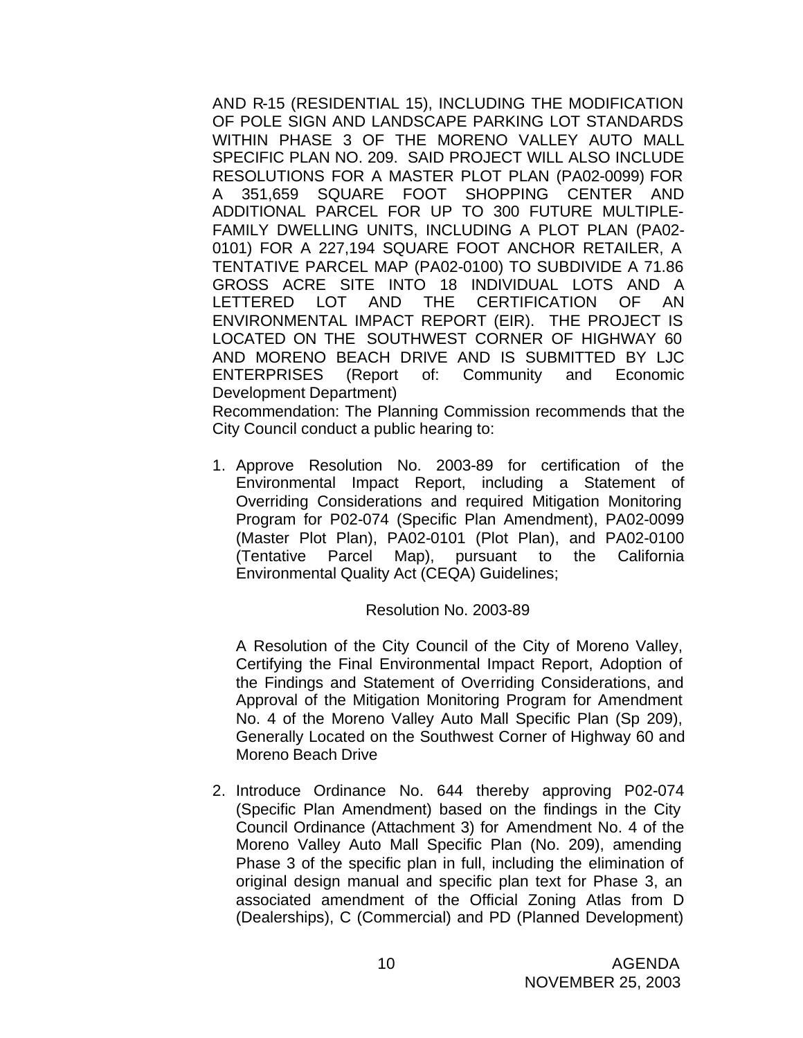AND R-15 (RESIDENTIAL 15), INCLUDING THE MODIFICATION OF POLE SIGN AND LANDSCAPE PARKING LOT STANDARDS WITHIN PHASE 3 OF THE MORENO VALLEY AUTO MALL SPECIFIC PLAN NO. 209. SAID PROJECT WILL ALSO INCLUDE RESOLUTIONS FOR A MASTER PLOT PLAN (PA02-0099) FOR A 351,659 SQUARE FOOT SHOPPING CENTER AND ADDITIONAL PARCEL FOR UP TO 300 FUTURE MULTIPLE-FAMILY DWELLING UNITS, INCLUDING A PLOT PLAN (PA02-0101) FOR A 227,194 SQUARE FOOT ANCHOR RETAILER, A TENTATIVE PARCEL MAP (PA02-0100) TO SUBDIVIDE A 71.86 GROSS ACRE SITE INTO 18 INDIVIDUAL LOTS AND A LETTERED LOT AND THE CERTIFICATION OF AN ENVIRONMENTAL IMPACT REPORT (EIR). THE PROJECT IS LOCATED ON THE SOUTHWEST CORNER OF HIGHWAY 60 AND MORENO BEACH DRIVE AND IS SUBMITTED BY LJC ENTERPRISES (Report of: Community and Economic Development Department)

Recommendation: The Planning Commission recommends that the City Council conduct a public hearing to:

1. Approve Resolution No. 2003-89 for certification of the Environmental Impact Report, including a Statement of Overriding Considerations and required Mitigation Monitoring Program for P02-074 (Specific Plan Amendment), PA02-0099 (Master Plot Plan), PA02-0101 (Plot Plan), and PA02-0100 (Tentative Parcel Map), pursuant to the California Environmental Quality Act (CEQA) Guidelines;

   Resolution No. 2003-89

   A Resolution of the City Council of the City of Moreno Valley, Certifying the Final Environmental Impact Report, Adoption of the Findings and Statement of Overriding Considerations, and Approval of the Mitigation Monitoring Program for Amendment No. 4 of the Moreno Valley Auto Mall Specific Plan (Sp 209), Generally Located on the Southwest Corner of Highway 60 and Moreno Beach Drive

2. Introduce Ordinance No. 644 thereby approving P02-074 (Specific Plan Amendment) based on the findings in the City Council Ordinance (Attachment 3) for Amendment No. 4 of the Moreno Valley Auto Mall Specific Plan (No. 209), amending Phase 3 of the specific plan in full, including the elimination of original design manual and specific plan text for Phase 3, an associated amendment of the Official Zoning Atlas from D (Dealerships), C (Commercial) and PD (Planned Development)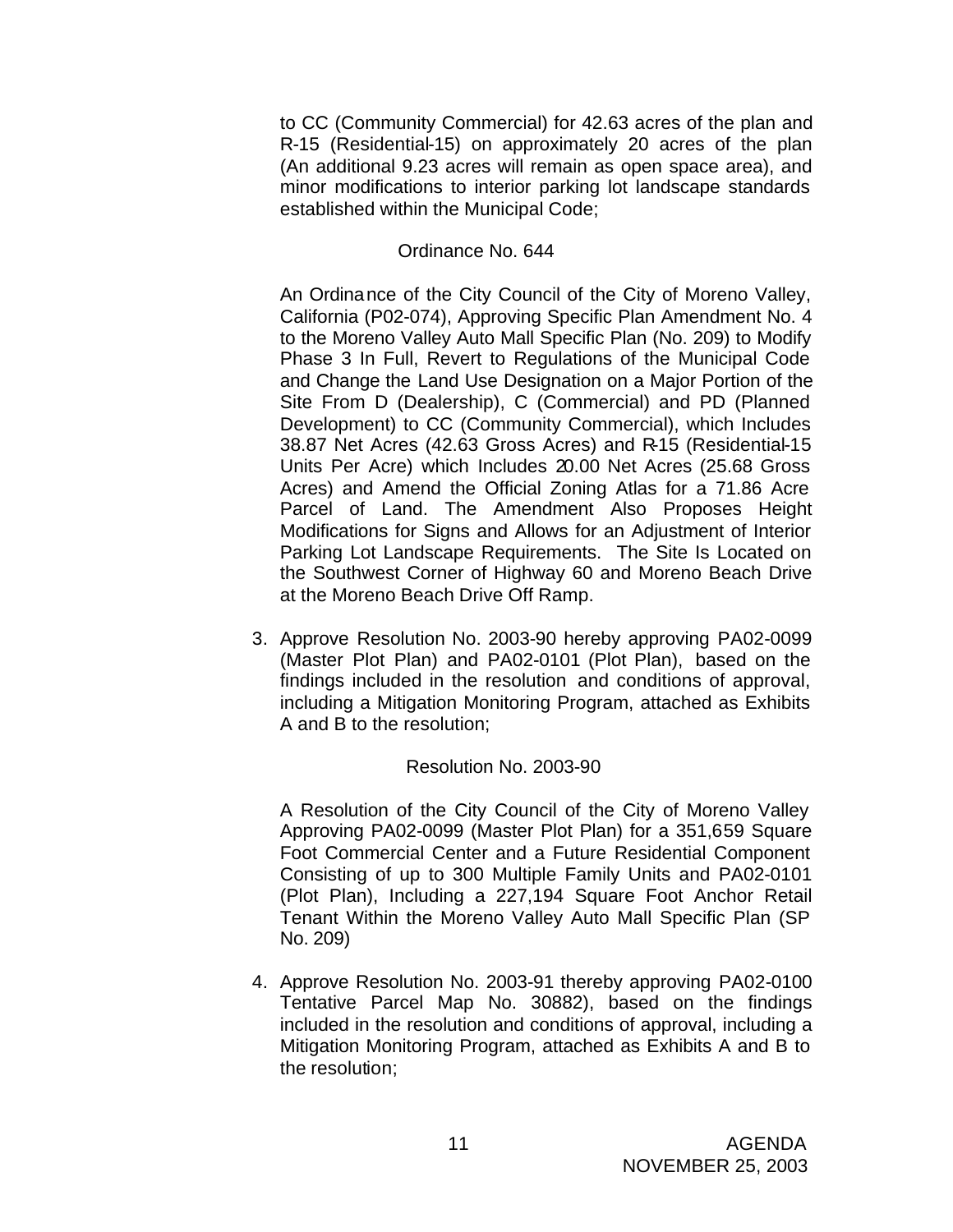to CC (Community Commercial) for 42.63 acres of the plan and R-15 (Residential-15) on approximately 20 acres of the plan (An additional 9.23 acres will remain as open space area), and minor modifications to interior parking lot landscape standards established within the Municipal Code;

Ordinance No. 644

An Ordinance of the City Council of the City of Moreno Valley, California (P02-074), Approving Specific Plan Amendment No. 4 to the Moreno Valley Auto Mall Specific Plan (No. 209) to Modify Phase 3 In Full, Revert to Regulations of the Municipal Code and Change the Land Use Designation on a Major Portion of the Site From D (Dealership), C (Commercial) and PD (Planned Development) to CC (Community Commercial), which Includes 38.87 Net Acres (42.63 Gross Acres) and R-15 (Residential-15 Units Per Acre) which Includes 20.00 Net Acres (25.68 Gross Acres) and Amend the Official Zoning Atlas for a 71.86 Acre Parcel of Land. The Amendment Also Proposes Height Modifications for Signs and Allows for an Adjustment of Interior Parking Lot Landscape Requirements. The Site Is Located on the Southwest Corner of Highway 60 and Moreno Beach Drive at the Moreno Beach Drive Off Ramp.

3. Approve Resolution No. 2003-90 hereby approving PA02-0099 (Master Plot Plan) and PA02-0101 (Plot Plan), based on the findings included in the resolution and conditions of approval, including a Mitigation Monitoring Program, attached as Exhibits A and B to the resolution;

   Resolution No. 2003-90

   A Resolution of the City Council of the City of Moreno Valley Approving PA02-0099 (Master Plot Plan) for a 351,659 Square Foot Commercial Center and a Future Residential Component Consisting of up to 300 Multiple Family Units and PA02-0101 (Plot Plan), Including a 227,194 Square Foot Anchor Retail Tenant Within the Moreno Valley Auto Mall Specific Plan (SP No. 209)

4. Approve Resolution No. 2003-91 thereby approving PA02-0100 Tentative Parcel Map No. 30882), based on the findings included in the resolution and conditions of approval, including a Mitigation Monitoring Program, attached as Exhibits A and B to the resolution;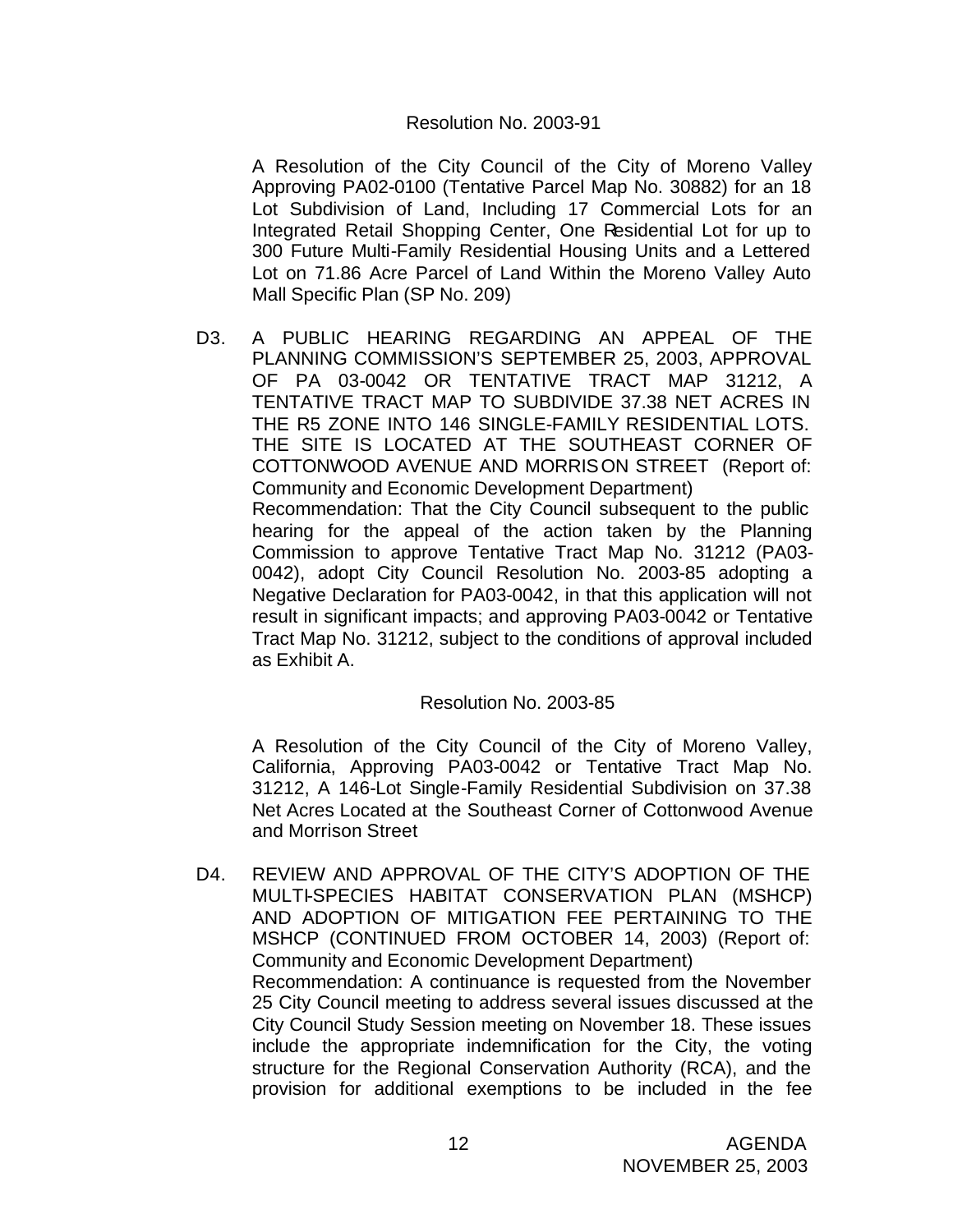Resolution No. 2003-91

A Resolution of the City Council of the City of Moreno Valley Approving PA02-0100 (Tentative Parcel Map No. 30882) for an 18 Lot Subdivision of Land, Including 17 Commercial Lots for an Integrated Retail Shopping Center, One Residential Lot for up to 300 Future Multi-Family Residential Housing Units and a Lettered Lot on 71.86 Acre Parcel of Land Within the Moreno Valley Auto Mall Specific Plan (SP No. 209)

D3. A PUBLIC HEARING REGARDING AN APPEAL OF THE PLANNING COMMISSION'S SEPTEMBER 25, 2003, APPROVAL OF PA 03-0042 OR TENTATIVE TRACT MAP 31212, A TENTATIVE TRACT MAP TO SUBDIVIDE 37.38 NET ACRES IN THE R5 ZONE INTO 146 SINGLE-FAMILY RESIDENTIAL LOTS. THE SITE IS LOCATED AT THE SOUTHEAST CORNER OF COTTONWOOD AVENUE AND MORRISON STREET (Report of: Community and Economic Development Department)
Recommendation: That the City Council subsequent to the public hearing for the appeal of the action taken by the Planning Commission to approve Tentative Tract Map No. 31212 (PA03-0042), adopt City Council Resolution No. 2003-85 adopting a Negative Declaration for PA03-0042, in that this application will not result in significant impacts; and approving PA03-0042 or Tentative Tract Map No. 31212, subject to the conditions of approval included as Exhibit A.

Resolution No. 2003-85

A Resolution of the City Council of the City of Moreno Valley, California, Approving PA03-0042 or Tentative Tract Map No. 31212, A 146-Lot Single-Family Residential Subdivision on 37.38 Net Acres Located at the Southeast Corner of Cottonwood Avenue and Morrison Street

D4. REVIEW AND APPROVAL OF THE CITY'S ADOPTION OF THE MULTI-SPECIES HABITAT CONSERVATION PLAN (MSHCP) AND ADOPTION OF MITIGATION FEE PERTAINING TO THE MSHCP (CONTINUED FROM OCTOBER 14, 2003) (Report of: Community and Economic Development Department)
Recommendation: A continuance is requested from the November 25 City Council meeting to address several issues discussed at the City Council Study Session meeting on November 18. These issues include the appropriate indemnification for the City, the voting structure for the Regional Conservation Authority (RCA), and the provision for additional exemptions to be included in the fee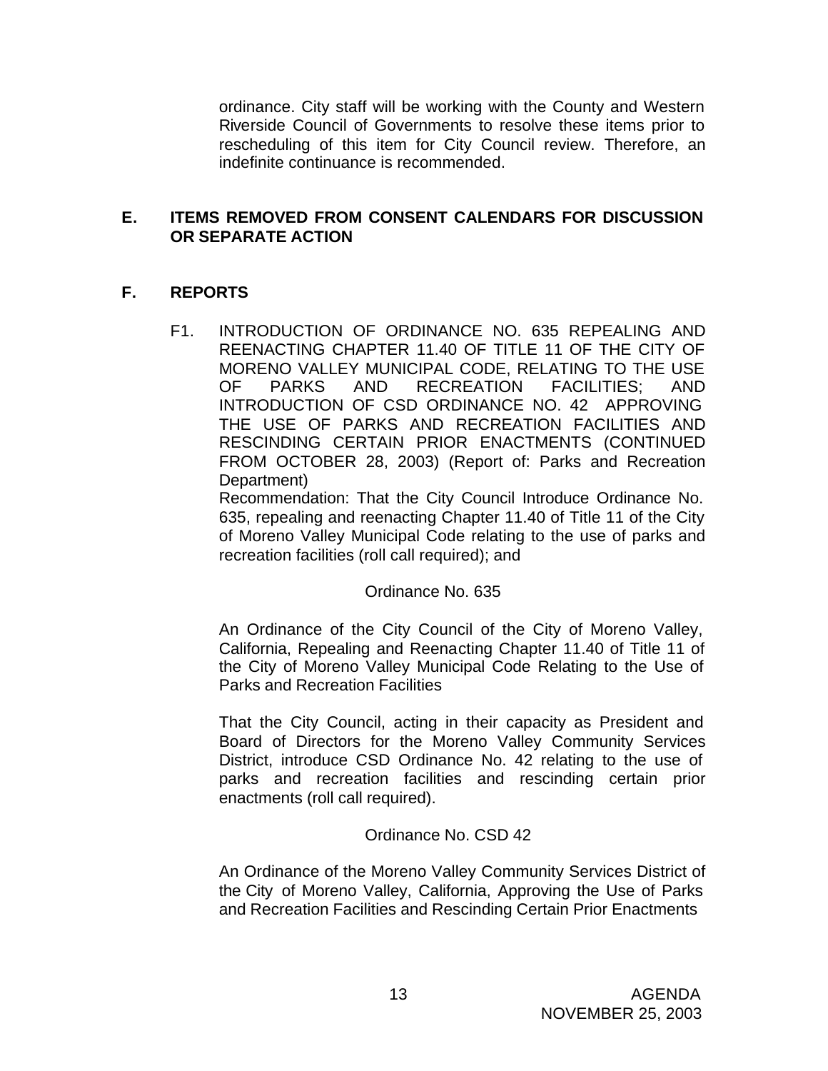ordinance. City staff will be working with the County and Western Riverside Council of Governments to resolve these items prior to rescheduling of this item for City Council review. Therefore, an indefinite continuance is recommended.

## E. ITEMS REMOVED FROM CONSENT CALENDARS FOR DISCUSSION OR SEPARATE ACTION

## F. REPORTS

F1. INTRODUCTION OF ORDINANCE NO. 635 REPEALING AND REENACTING CHAPTER 11.40 OF TITLE 11 OF THE CITY OF MORENO VALLEY MUNICIPAL CODE, RELATING TO THE USE OF PARKS AND RECREATION FACILITIES; AND INTRODUCTION OF CSD ORDINANCE NO. 42 APPROVING THE USE OF PARKS AND RECREATION FACILITIES AND RESCINDING CERTAIN PRIOR ENACTMENTS (CONTINUED FROM OCTOBER 28, 2003) (Report of: Parks and Recreation Department)

Recommendation: That the City Council Introduce Ordinance No. 635, repealing and reenacting Chapter 11.40 of Title 11 of the City of Moreno Valley Municipal Code relating to the use of parks and recreation facilities (roll call required); and

Ordinance No. 635

An Ordinance of the City Council of the City of Moreno Valley, California, Repealing and Reenacting Chapter 11.40 of Title 11 of the City of Moreno Valley Municipal Code Relating to the Use of Parks and Recreation Facilities

That the City Council, acting in their capacity as President and Board of Directors for the Moreno Valley Community Services District, introduce CSD Ordinance No. 42 relating to the use of parks and recreation facilities and rescinding certain prior enactments (roll call required).

Ordinance No. CSD 42

An Ordinance of the Moreno Valley Community Services District of the City of Moreno Valley, California, Approving the Use of Parks and Recreation Facilities and Rescinding Certain Prior Enactments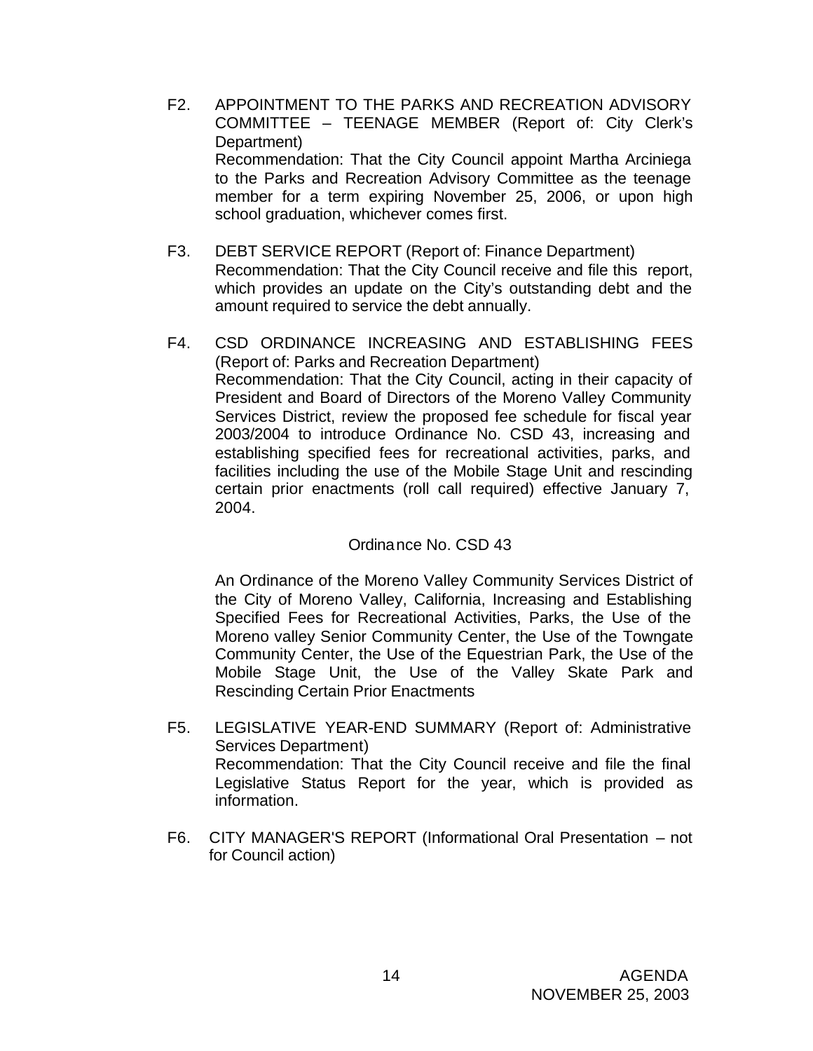F2. APPOINTMENT TO THE PARKS AND RECREATION ADVISORY COMMITTEE – TEENAGE MEMBER (Report of: City Clerk's Department)
Recommendation: That the City Council appoint Martha Arciniega to the Parks and Recreation Advisory Committee as the teenage member for a term expiring November 25, 2006, or upon high school graduation, whichever comes first.

F3. DEBT SERVICE REPORT (Report of: Finance Department)
Recommendation: That the City Council receive and file this report, which provides an update on the City's outstanding debt and the amount required to service the debt annually.

F4. CSD ORDINANCE INCREASING AND ESTABLISHING FEES (Report of: Parks and Recreation Department)
Recommendation: That the City Council, acting in their capacity of President and Board of Directors of the Moreno Valley Community Services District, review the proposed fee schedule for fiscal year 2003/2004 to introduce Ordinance No. CSD 43, increasing and establishing specified fees for recreational activities, parks, and facilities including the use of the Mobile Stage Unit and rescinding certain prior enactments (roll call required) effective January 7, 2004.

Ordinance No. CSD 43

An Ordinance of the Moreno Valley Community Services District of the City of Moreno Valley, California, Increasing and Establishing Specified Fees for Recreational Activities, Parks, the Use of the Moreno valley Senior Community Center, the Use of the Towngate Community Center, the Use of the Equestrian Park, the Use of the Mobile Stage Unit, the Use of the Valley Skate Park and Rescinding Certain Prior Enactments

F5. LEGISLATIVE YEAR-END SUMMARY (Report of: Administrative Services Department)
Recommendation: That the City Council receive and file the final Legislative Status Report for the year, which is provided as information.

F6. CITY MANAGER'S REPORT (Informational Oral Presentation – not for Council action)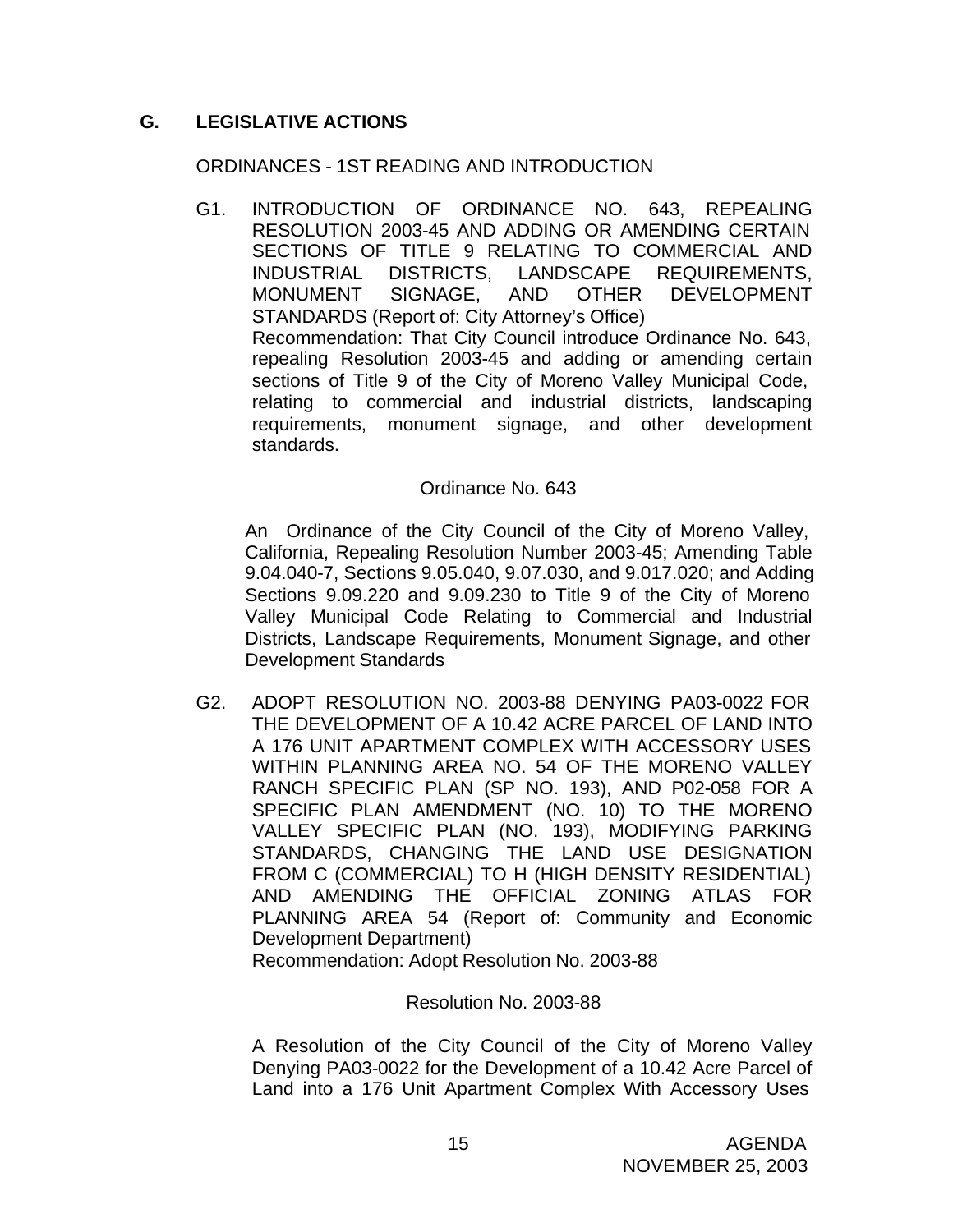## G. LEGISLATIVE ACTIONS

ORDINANCES - 1ST READING AND INTRODUCTION

G1. INTRODUCTION OF ORDINANCE NO. 643, REPEALING RESOLUTION 2003-45 AND ADDING OR AMENDING CERTAIN SECTIONS OF TITLE 9 RELATING TO COMMERCIAL AND INDUSTRIAL DISTRICTS, LANDSCAPE REQUIREMENTS, MONUMENT SIGNAGE, AND OTHER DEVELOPMENT STANDARDS (Report of: City Attorney's Office)
Recommendation: That City Council introduce Ordinance No. 643, repealing Resolution 2003-45 and adding or amending certain sections of Title 9 of the City of Moreno Valley Municipal Code, relating to commercial and industrial districts, landscaping requirements, monument signage, and other development standards.

Ordinance No. 643

An Ordinance of the City Council of the City of Moreno Valley, California, Repealing Resolution Number 2003-45; Amending Table 9.04.040-7, Sections 9.05.040, 9.07.030, and 9.017.020; and Adding Sections 9.09.220 and 9.09.230 to Title 9 of the City of Moreno Valley Municipal Code Relating to Commercial and Industrial Districts, Landscape Requirements, Monument Signage, and other Development Standards

G2. ADOPT RESOLUTION NO. 2003-88 DENYING PA03-0022 FOR THE DEVELOPMENT OF A 10.42 ACRE PARCEL OF LAND INTO A 176 UNIT APARTMENT COMPLEX WITH ACCESSORY USES WITHIN PLANNING AREA NO. 54 OF THE MORENO VALLEY RANCH SPECIFIC PLAN (SP NO. 193), AND P02-058 FOR A SPECIFIC PLAN AMENDMENT (NO. 10) TO THE MORENO VALLEY SPECIFIC PLAN (NO. 193), MODIFYING PARKING STANDARDS, CHANGING THE LAND USE DESIGNATION FROM C (COMMERCIAL) TO H (HIGH DENSITY RESIDENTIAL) AND AMENDING THE OFFICIAL ZONING ATLAS FOR PLANNING AREA 54 (Report of: Community and Economic Development Department)
Recommendation: Adopt Resolution No. 2003-88

Resolution No. 2003-88

A Resolution of the City Council of the City of Moreno Valley Denying PA03-0022 for the Development of a 10.42 Acre Parcel of Land into a 176 Unit Apartment Complex With Accessory Uses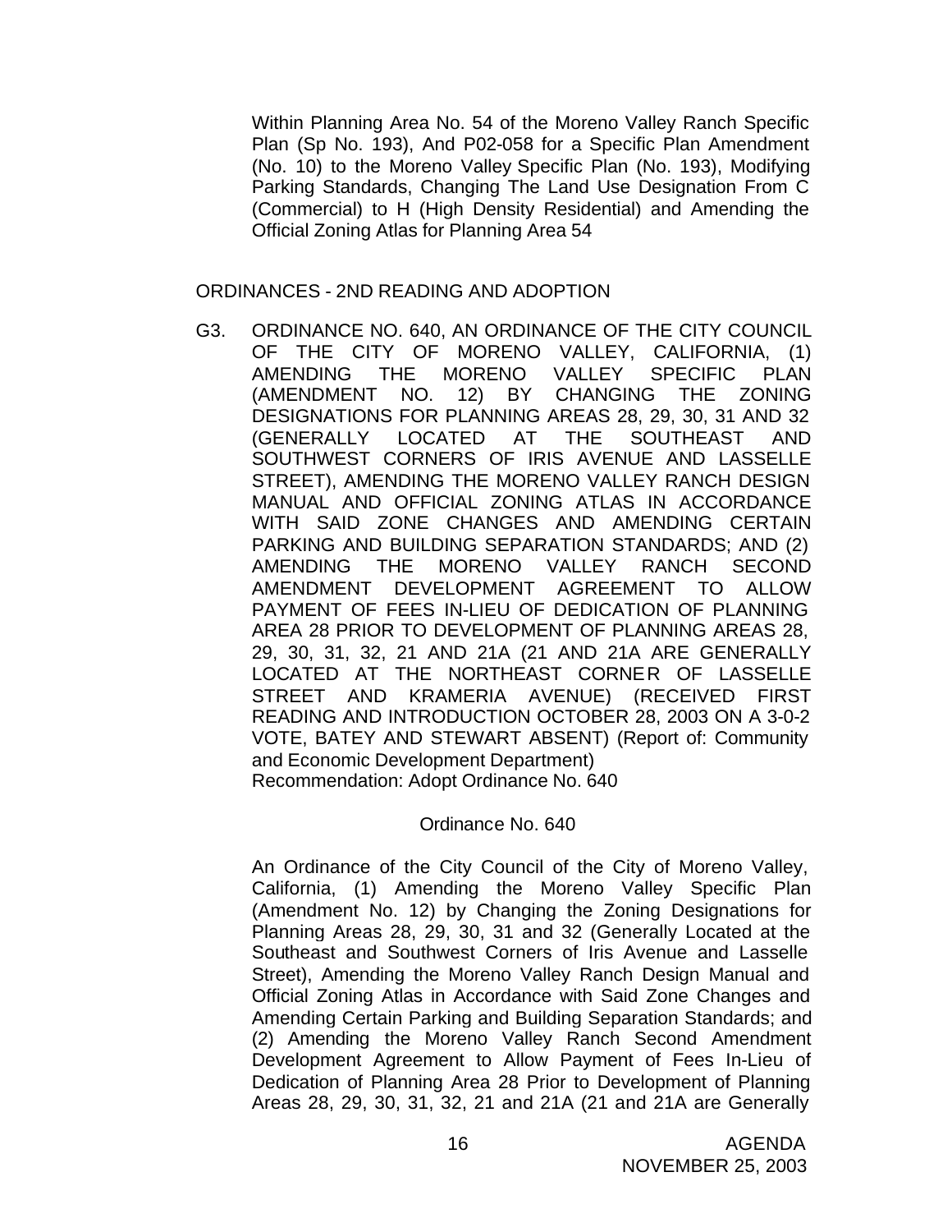Within Planning Area No. 54 of the Moreno Valley Ranch Specific Plan (Sp No. 193), And P02-058 for a Specific Plan Amendment (No. 10) to the Moreno Valley Specific Plan (No. 193), Modifying Parking Standards, Changing The Land Use Designation From C (Commercial) to H (High Density Residential) and Amending the Official Zoning Atlas for Planning Area 54

ORDINANCES - 2ND READING AND ADOPTION

G3. ORDINANCE NO. 640, AN ORDINANCE OF THE CITY COUNCIL OF THE CITY OF MORENO VALLEY, CALIFORNIA, (1) AMENDING THE MORENO VALLEY SPECIFIC PLAN (AMENDMENT NO. 12) BY CHANGING THE ZONING DESIGNATIONS FOR PLANNING AREAS 28, 29, 30, 31 AND 32 (GENERALLY LOCATED AT THE SOUTHEAST AND SOUTHWEST CORNERS OF IRIS AVENUE AND LASSELLE STREET), AMENDING THE MORENO VALLEY RANCH DESIGN MANUAL AND OFFICIAL ZONING ATLAS IN ACCORDANCE WITH SAID ZONE CHANGES AND AMENDING CERTAIN PARKING AND BUILDING SEPARATION STANDARDS; AND (2) AMENDING THE MORENO VALLEY RANCH SECOND AMENDMENT DEVELOPMENT AGREEMENT TO ALLOW PAYMENT OF FEES IN-LIEU OF DEDICATION OF PLANNING AREA 28 PRIOR TO DEVELOPMENT OF PLANNING AREAS 28, 29, 30, 31, 32, 21 AND 21A (21 AND 21A ARE GENERALLY LOCATED AT THE NORTHEAST CORNER OF LASSELLE STREET AND KRAMERIA AVENUE) (RECEIVED FIRST READING AND INTRODUCTION OCTOBER 28, 2003 ON A 3-0-2 VOTE, BATEY AND STEWART ABSENT) (Report of: Community and Economic Development Department)
Recommendation: Adopt Ordinance No. 640

Ordinance No. 640

An Ordinance of the City Council of the City of Moreno Valley, California, (1) Amending the Moreno Valley Specific Plan (Amendment No. 12) by Changing the Zoning Designations for Planning Areas 28, 29, 30, 31 and 32 (Generally Located at the Southeast and Southwest Corners of Iris Avenue and Lasselle Street), Amending the Moreno Valley Ranch Design Manual and Official Zoning Atlas in Accordance with Said Zone Changes and Amending Certain Parking and Building Separation Standards; and (2) Amending the Moreno Valley Ranch Second Amendment Development Agreement to Allow Payment of Fees In-Lieu of Dedication of Planning Area 28 Prior to Development of Planning Areas 28, 29, 30, 31, 32, 21 and 21A (21 and 21A are Generally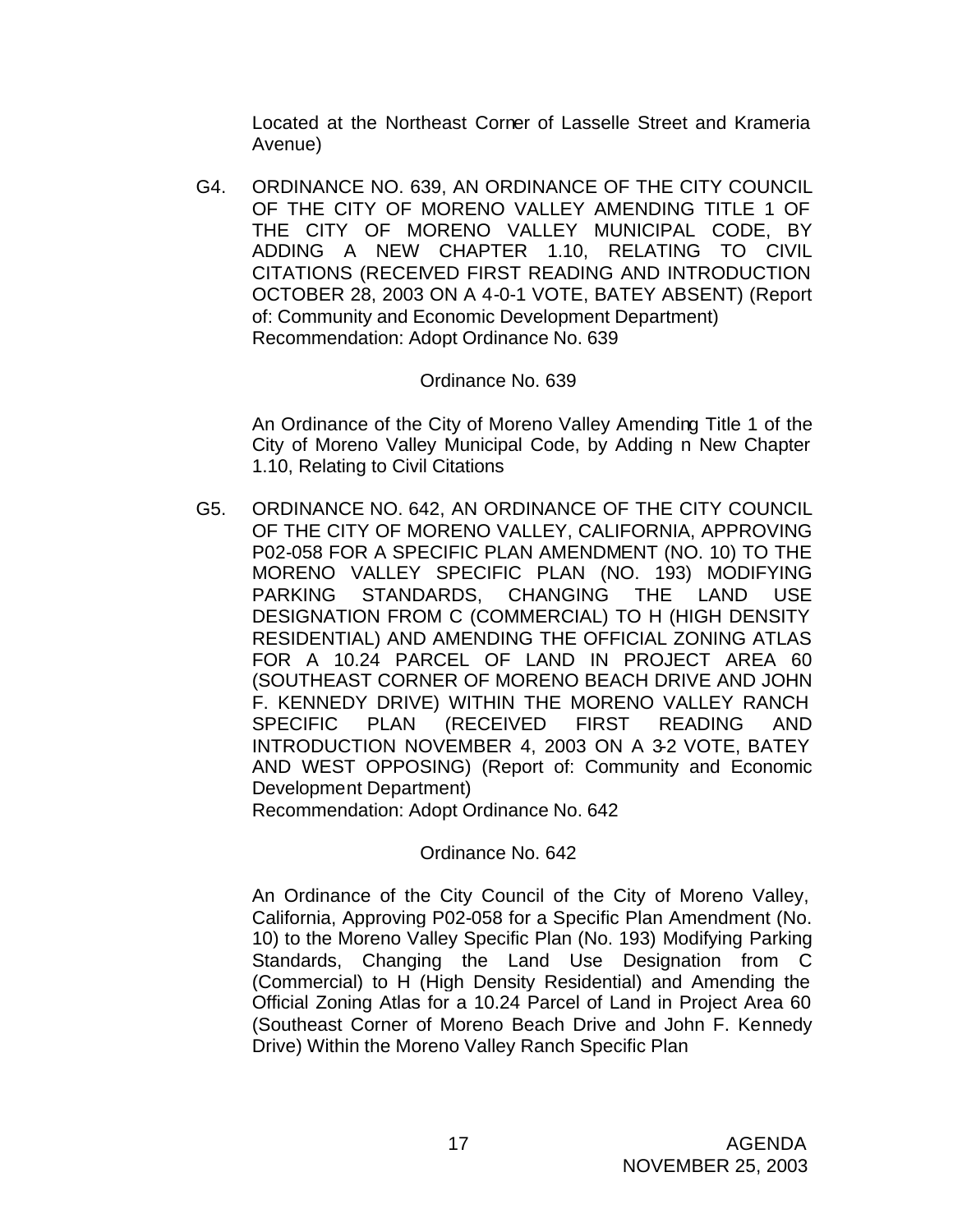Located at the Northeast Corner of Lasselle Street and Krameria Avenue)

G4. ORDINANCE NO. 639, AN ORDINANCE OF THE CITY COUNCIL OF THE CITY OF MORENO VALLEY AMENDING TITLE 1 OF THE CITY OF MORENO VALLEY MUNICIPAL CODE, BY ADDING A NEW CHAPTER 1.10, RELATING TO CIVIL CITATIONS (RECEIVED FIRST READING AND INTRODUCTION OCTOBER 28, 2003 ON A 4-0-1 VOTE, BATEY ABSENT) (Report of: Community and Economic Development Department)
Recommendation: Adopt Ordinance No. 639

Ordinance No. 639

An Ordinance of the City of Moreno Valley Amending Title 1 of the City of Moreno Valley Municipal Code, by Adding n New Chapter 1.10, Relating to Civil Citations

G5. ORDINANCE NO. 642, AN ORDINANCE OF THE CITY COUNCIL OF THE CITY OF MORENO VALLEY, CALIFORNIA, APPROVING P02-058 FOR A SPECIFIC PLAN AMENDMENT (NO. 10) TO THE MORENO VALLEY SPECIFIC PLAN (NO. 193) MODIFYING PARKING STANDARDS, CHANGING THE LAND USE DESIGNATION FROM C (COMMERCIAL) TO H (HIGH DENSITY RESIDENTIAL) AND AMENDING THE OFFICIAL ZONING ATLAS FOR A 10.24 PARCEL OF LAND IN PROJECT AREA 60 (SOUTHEAST CORNER OF MORENO BEACH DRIVE AND JOHN F. KENNEDY DRIVE) WITHIN THE MORENO VALLEY RANCH SPECIFIC PLAN (RECEIVED FIRST READING AND INTRODUCTION NOVEMBER 4, 2003 ON A 3-2 VOTE, BATEY AND WEST OPPOSING) (Report of: Community and Economic Development Department)
Recommendation: Adopt Ordinance No. 642

Ordinance No. 642

An Ordinance of the City Council of the City of Moreno Valley, California, Approving P02-058 for a Specific Plan Amendment (No. 10) to the Moreno Valley Specific Plan (No. 193) Modifying Parking Standards, Changing the Land Use Designation from C (Commercial) to H (High Density Residential) and Amending the Official Zoning Atlas for a 10.24 Parcel of Land in Project Area 60 (Southeast Corner of Moreno Beach Drive and John F. Kennedy Drive) Within the Moreno Valley Ranch Specific Plan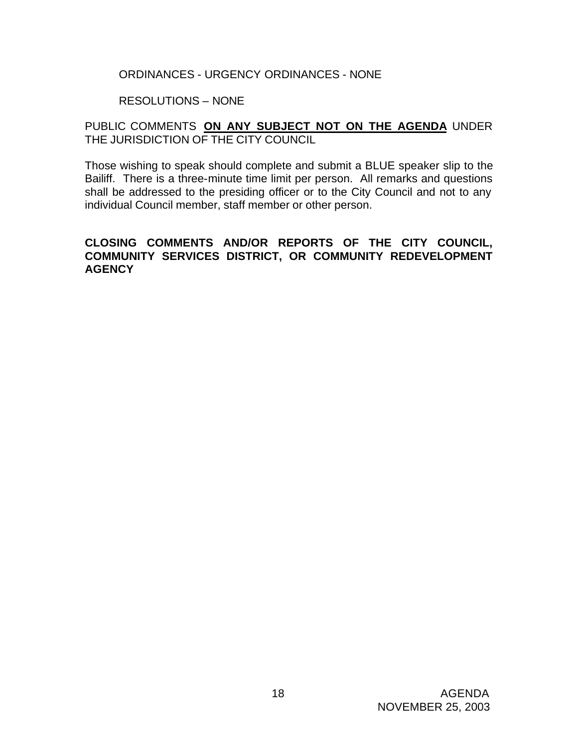ORDINANCES - URGENCY ORDINANCES - NONE

RESOLUTIONS – NONE

PUBLIC COMMENTS **ON ANY SUBJECT NOT ON THE AGENDA** UNDER THE JURISDICTION OF THE CITY COUNCIL

Those wishing to speak should complete and submit a BLUE speaker slip to the Bailiff. There is a three-minute time limit per person. All remarks and questions shall be addressed to the presiding officer or to the City Council and not to any individual Council member, staff member or other person.

**CLOSING COMMENTS AND/OR REPORTS OF THE CITY COUNCIL, COMMUNITY SERVICES DISTRICT, OR COMMUNITY REDEVELOPMENT AGENCY**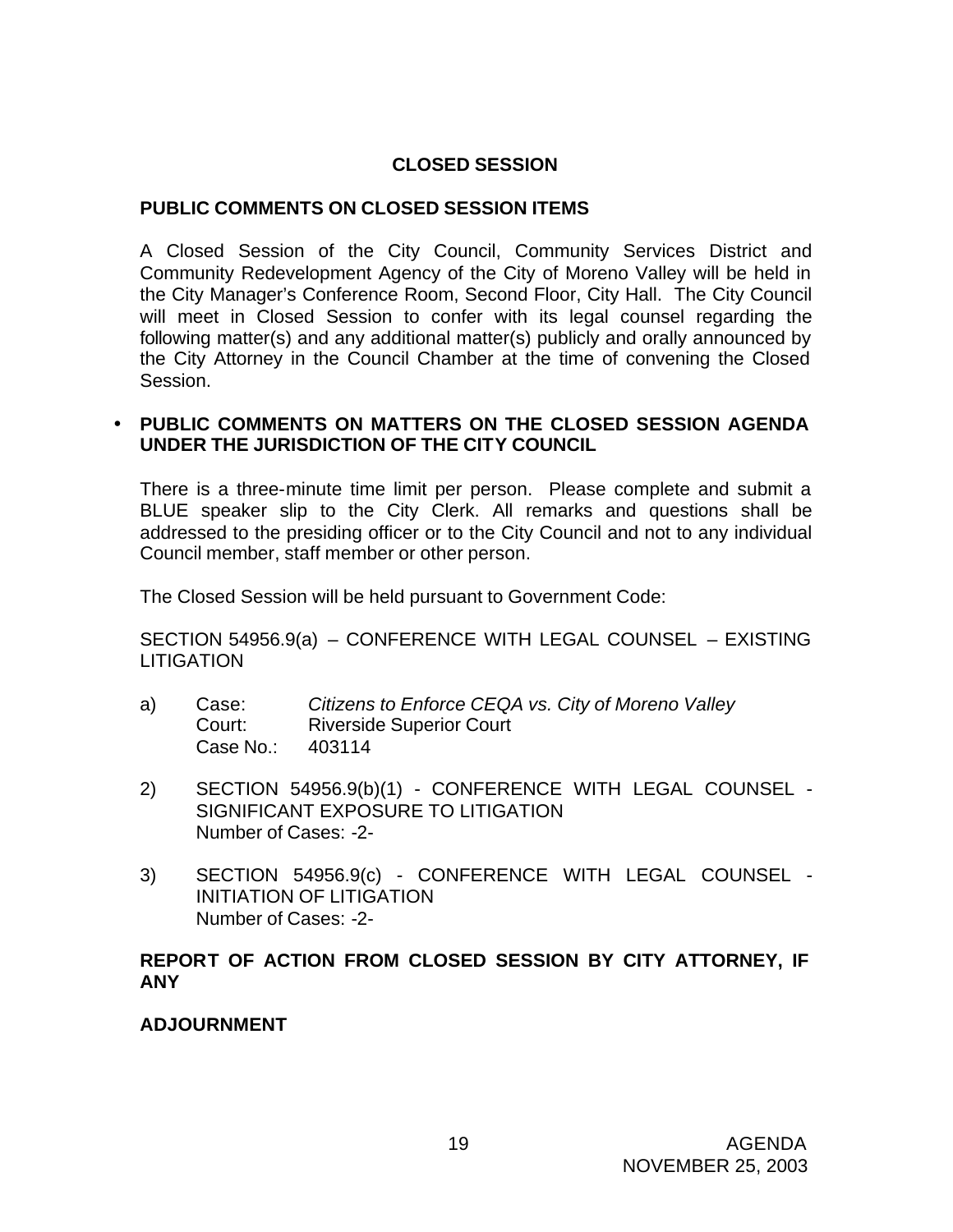## CLOSED SESSION

### PUBLIC COMMENTS ON CLOSED SESSION ITEMS

A Closed Session of the City Council, Community Services District and Community Redevelopment Agency of the City of Moreno Valley will be held in the City Manager's Conference Room, Second Floor, City Hall. The City Council will meet in Closed Session to confer with its legal counsel regarding the following matter(s) and any additional matter(s) publicly and orally announced by the City Attorney in the Council Chamber at the time of convening the Closed Session.

- **PUBLIC COMMENTS ON MATTERS ON THE CLOSED SESSION AGENDA UNDER THE JURISDICTION OF THE CITY COUNCIL**

There is a three-minute time limit per person. Please complete and submit a BLUE speaker slip to the City Clerk. All remarks and questions shall be addressed to the presiding officer or to the City Council and not to any individual Council member, staff member or other person.

The Closed Session will be held pursuant to Government Code:

SECTION 54956.9(a) – CONFERENCE WITH LEGAL COUNSEL – EXISTING LITIGATION

a) Case: *Citizens to Enforce CEQA vs. City of Moreno Valley*
   Court: Riverside Superior Court
   Case No.: 403114

2) SECTION 54956.9(b)(1) - CONFERENCE WITH LEGAL COUNSEL - SIGNIFICANT EXPOSURE TO LITIGATION
   Number of Cases: -2-

3) SECTION 54956.9(c) - CONFERENCE WITH LEGAL COUNSEL - INITIATION OF LITIGATION
   Number of Cases: -2-

**REPORT OF ACTION FROM CLOSED SESSION BY CITY ATTORNEY, IF ANY**

**ADJOURNMENT**